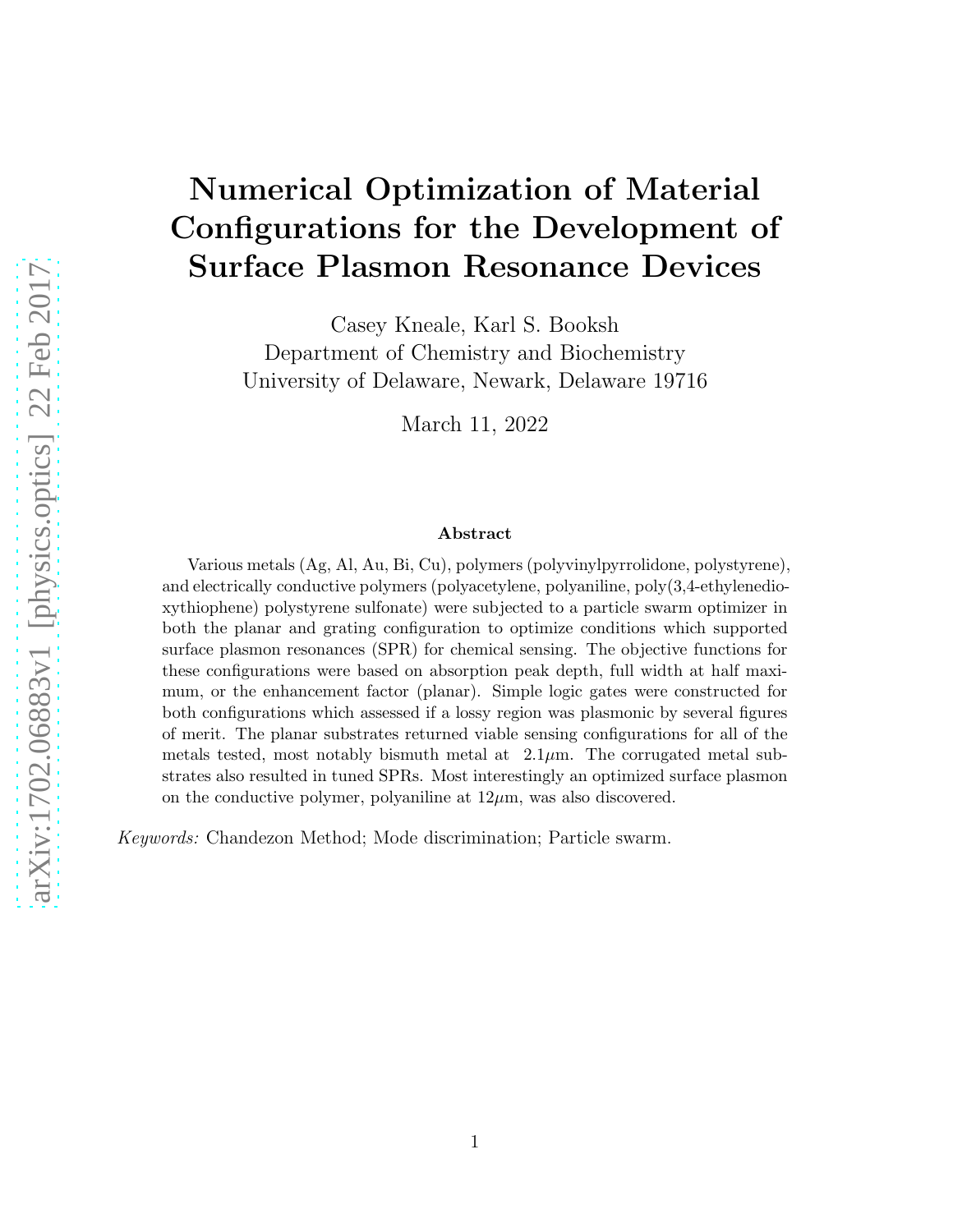# Numerical Optimization of Material Configurations for the Development of Surface Plasmon Resonance Devices

Casey Kneale, Karl S. Booksh
Department of Chemistry and Biochemistry
University of Delaware, Newark, Delaware 19716

March 11, 2022

### Abstract

Various metals (Ag, Al, Au, Bi, Cu), polymers (polyvinylpyrrolidone, polystyrene), and electrically conductive polymers (polyacetylene, polyaniline, poly(3,4-ethylenedioxythiophene) polystyrene sulfonate) were subjected to a particle swarm optimizer in both the planar and grating configuration to optimize conditions which supported surface plasmon resonances (SPR) for chemical sensing. The objective functions for these configurations were based on absorption peak depth, full width at half maximum, or the enhancement factor (planar). Simple logic gates were constructed for both configurations which assessed if a lossy region was plasmonic by several figures of merit. The planar substrates returned viable sensing configurations for all of the metals tested, most notably bismuth metal at $2.1\mu$m. The corrugated metal substrates also resulted in tuned SPRs. Most interestingly an optimized surface plasmon on the conductive polymer, polyaniline at $12\mu$m, was also discovered.

*Keywords:* Chandezon Method; Mode discrimination; Particle swarm.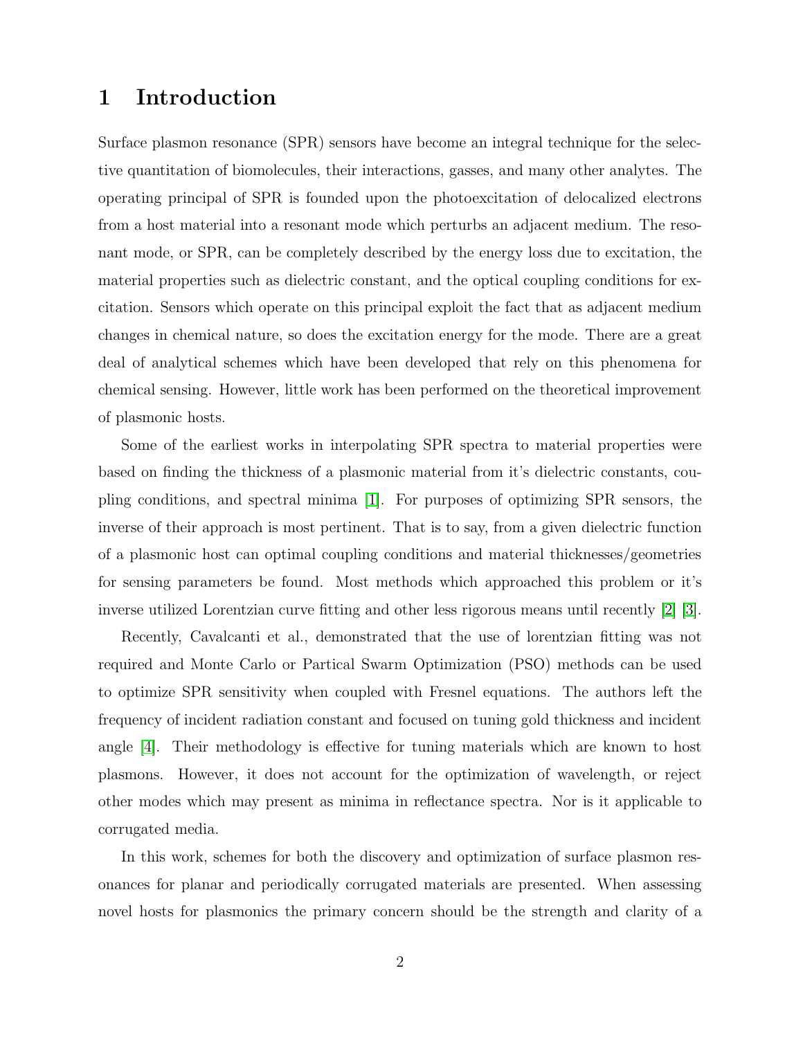# 1 Introduction

Surface plasmon resonance (SPR) sensors have become an integral technique for the selective quantitation of biomolecules, their interactions, gasses, and many other analytes. The operating principal of SPR is founded upon the photoexcitation of delocalized electrons from a host material into a resonant mode which perturbs an adjacent medium. The resonant mode, or SPR, can be completely described by the energy loss due to excitation, the material properties such as dielectric constant, and the optical coupling conditions for excitation. Sensors which operate on this principal exploit the fact that as adjacent medium changes in chemical nature, so does the excitation energy for the mode. There are a great deal of analytical schemes which have been developed that rely on this phenomena for chemical sensing. However, little work has been performed on the theoretical improvement of plasmonic hosts.

Some of the earliest works in interpolating SPR spectra to material properties were based on finding the thickness of a plasmonic material from it's dielectric constants, coupling conditions, and spectral minima [1]. For purposes of optimizing SPR sensors, the inverse of their approach is most pertinent. That is to say, from a given dielectric function of a plasmonic host can optimal coupling conditions and material thicknesses/geometries for sensing parameters be found. Most methods which approached this problem or it's inverse utilized Lorentzian curve fitting and other less rigorous means until recently [2] [3].

Recently, Cavalcanti et al., demonstrated that the use of lorentzian fitting was not required and Monte Carlo or Partical Swarm Optimization (PSO) methods can be used to optimize SPR sensitivity when coupled with Fresnel equations. The authors left the frequency of incident radiation constant and focused on tuning gold thickness and incident angle [4]. Their methodology is effective for tuning materials which are known to host plasmons. However, it does not account for the optimization of wavelength, or reject other modes which may present as minima in reflectance spectra. Nor is it applicable to corrugated media.

In this work, schemes for both the discovery and optimization of surface plasmon resonances for planar and periodically corrugated materials are presented. When assessing novel hosts for plasmonics the primary concern should be the strength and clarity of a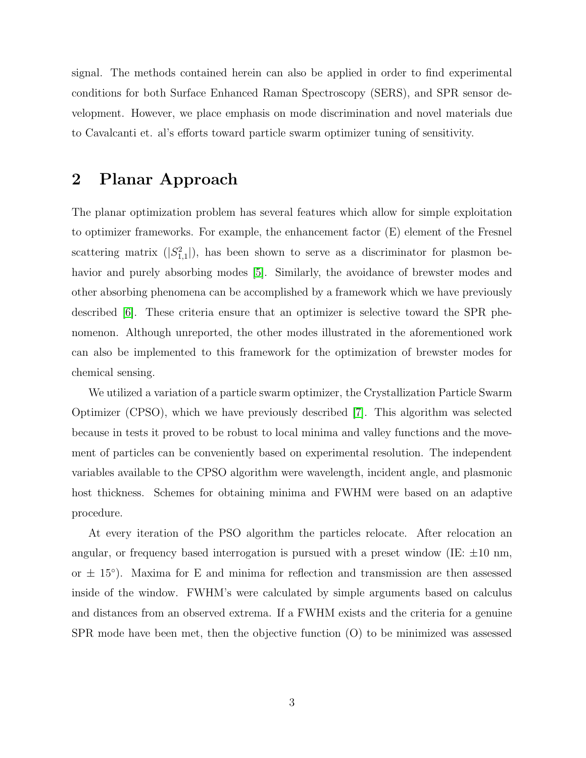signal. The methods contained herein can also be applied in order to find experimental conditions for both Surface Enhanced Raman Spectroscopy (SERS), and SPR sensor development. However, we place emphasis on mode discrimination and novel materials due to Cavalcanti et. al's efforts toward particle swarm optimizer tuning of sensitivity.

## 2 Planar Approach

The planar optimization problem has several features which allow for simple exploitation to optimizer frameworks. For example, the enhancement factor (E) element of the Fresnel scattering matrix ($|S^2_{1,1}|$), has been shown to serve as a discriminator for plasmon behavior and purely absorbing modes [5]. Similarly, the avoidance of brewster modes and other absorbing phenomena can be accomplished by a framework which we have previously described [6]. These criteria ensure that an optimizer is selective toward the SPR phenomenon. Although unreported, the other modes illustrated in the aforementioned work can also be implemented to this framework for the optimization of brewster modes for chemical sensing.

We utilized a variation of a particle swarm optimizer, the Crystallization Particle Swarm Optimizer (CPSO), which we have previously described [7]. This algorithm was selected because in tests it proved to be robust to local minima and valley functions and the movement of particles can be conveniently based on experimental resolution. The independent variables available to the CPSO algorithm were wavelength, incident angle, and plasmonic host thickness. Schemes for obtaining minima and FWHM were based on an adaptive procedure.

At every iteration of the PSO algorithm the particles relocate. After relocation an angular, or frequency based interrogation is pursued with a preset window (IE: $\pm 10$ nm, or $\pm$ 15°). Maxima for E and minima for reflection and transmission are then assessed inside of the window. FWHM's were calculated by simple arguments based on calculus and distances from an observed extrema. If a FWHM exists and the criteria for a genuine SPR mode have been met, then the objective function (O) to be minimized was assessed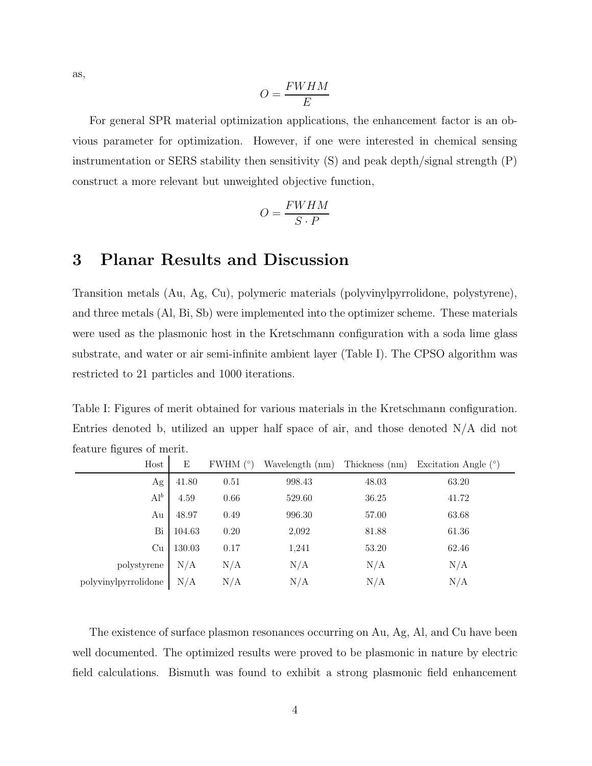as,

$$O = \frac{FWHM}{E}$$

For general SPR material optimization applications, the enhancement factor is an obvious parameter for optimization. However, if one were interested in chemical sensing instrumentation or SERS stability then sensitivity (S) and peak depth/signal strength (P) construct a more relevant but unweighted objective function,

$$O = \frac{FWHM}{S \cdot P}$$

# 3 Planar Results and Discussion

Transition metals (Au, Ag, Cu), polymeric materials (polyvinylpyrrolidone, polystyrene), and three metals (Al, Bi, Sb) were implemented into the optimizer scheme. These materials were used as the plasmonic host in the Kretschmann configuration with a soda lime glass substrate, and water or air semi-infinite ambient layer (Table I). The CPSO algorithm was restricted to 21 particles and 1000 iterations.

Table I: Figures of merit obtained for various materials in the Kretschmann configuration. Entries denoted b, utilized an upper half space of air, and those denoted N/A did not feature figures of merit.

| Host | E | FWHM (°) | Wavelength (nm) | Thickness (nm) | Excitation Angle (°) |
|---|---|---|---|---|---|
| Ag | 41.80 | 0.51 | 998.43 | 48.03 | 63.20 |
| Al$^{b}$ | 4.59 | 0.66 | 529.60 | 36.25 | 41.72 |
| Au | 48.97 | 0.49 | 996.30 | 57.00 | 63.68 |
| Bi | 104.63 | 0.20 | 2,092 | 81.88 | 61.36 |
| Cu | 130.03 | 0.17 | 1,241 | 53.20 | 62.46 |
| polystyrene | N/A | N/A | N/A | N/A | N/A |
| polyvinylpyrrolidone | N/A | N/A | N/A | N/A | N/A |

The existence of surface plasmon resonances occurring on Au, Ag, Al, and Cu have been well documented. The optimized results were proved to be plasmonic in nature by electric field calculations. Bismuth was found to exhibit a strong plasmonic field enhancement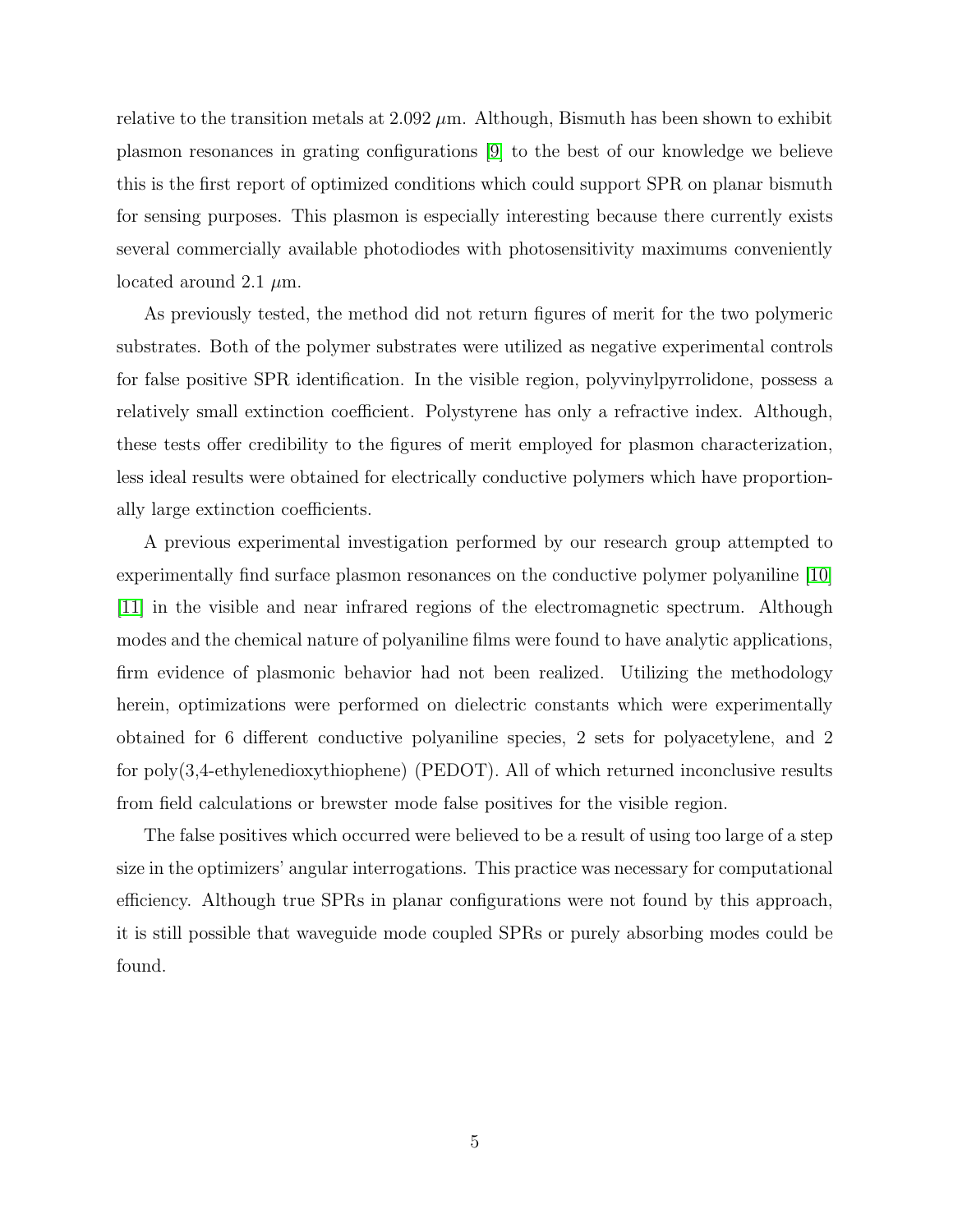relative to the transition metals at 2.092 $\mu$m. Although, Bismuth has been shown to exhibit plasmon resonances in grating configurations [9] to the best of our knowledge we believe this is the first report of optimized conditions which could support SPR on planar bismuth for sensing purposes. This plasmon is especially interesting because there currently exists several commercially available photodiodes with photosensitivity maximums conveniently located around 2.1 $\mu$m.

As previously tested, the method did not return figures of merit for the two polymeric substrates. Both of the polymer substrates were utilized as negative experimental controls for false positive SPR identification. In the visible region, polyvinylpyrrolidone, possess a relatively small extinction coefficient. Polystyrene has only a refractive index. Although, these tests offer credibility to the figures of merit employed for plasmon characterization, less ideal results were obtained for electrically conductive polymers which have proportionally large extinction coefficients.

A previous experimental investigation performed by our research group attempted to experimentally find surface plasmon resonances on the conductive polymer polyaniline [10] [11] in the visible and near infrared regions of the electromagnetic spectrum. Although modes and the chemical nature of polyaniline films were found to have analytic applications, firm evidence of plasmonic behavior had not been realized. Utilizing the methodology herein, optimizations were performed on dielectric constants which were experimentally obtained for 6 different conductive polyaniline species, 2 sets for polyacetylene, and 2 for poly(3,4-ethylenedioxythiophene) (PEDOT). All of which returned inconclusive results from field calculations or brewster mode false positives for the visible region.

The false positives which occurred were believed to be a result of using too large of a step size in the optimizers' angular interrogations. This practice was necessary for computational efficiency. Although true SPRs in planar configurations were not found by this approach, it is still possible that waveguide mode coupled SPRs or purely absorbing modes could be found.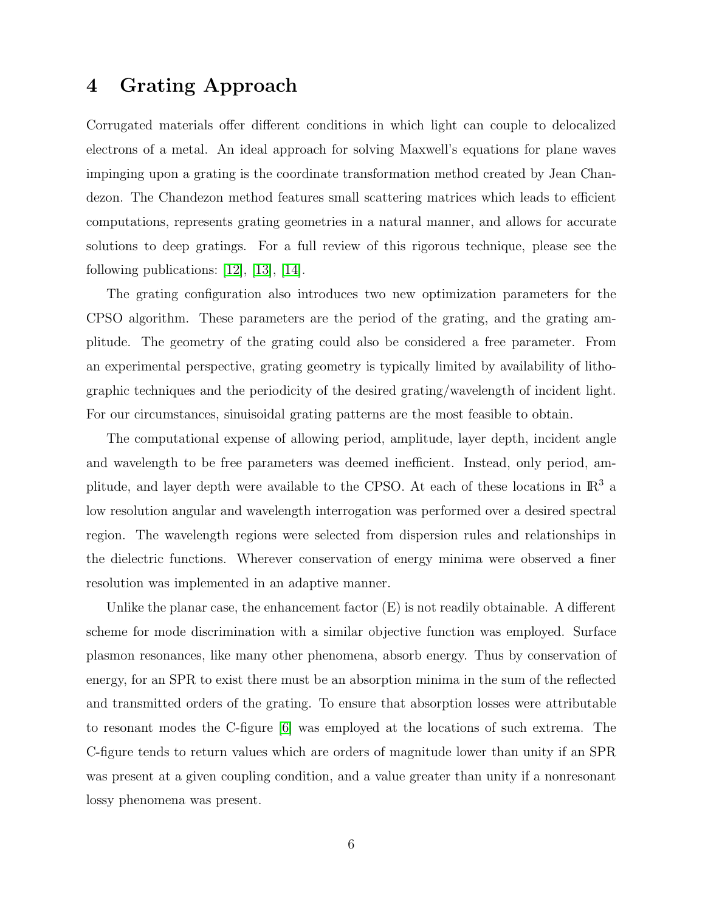# 4 Grating Approach

Corrugated materials offer different conditions in which light can couple to delocalized electrons of a metal. An ideal approach for solving Maxwell's equations for plane waves impinging upon a grating is the coordinate transformation method created by Jean Chandezon. The Chandezon method features small scattering matrices which leads to efficient computations, represents grating geometries in a natural manner, and allows for accurate solutions to deep gratings. For a full review of this rigorous technique, please see the following publications: [12], [13], [14].

The grating configuration also introduces two new optimization parameters for the CPSO algorithm. These parameters are the period of the grating, and the grating amplitude. The geometry of the grating could also be considered a free parameter. From an experimental perspective, grating geometry is typically limited by availability of lithographic techniques and the periodicity of the desired grating/wavelength of incident light. For our circumstances, sinuisoidal grating patterns are the most feasible to obtain.

The computational expense of allowing period, amplitude, layer depth, incident angle and wavelength to be free parameters was deemed inefficient. Instead, only period, amplitude, and layer depth were available to the CPSO. At each of these locations in $\mathbb{R}^3$ a low resolution angular and wavelength interrogation was performed over a desired spectral region. The wavelength regions were selected from dispersion rules and relationships in the dielectric functions. Wherever conservation of energy minima were observed a finer resolution was implemented in an adaptive manner.

Unlike the planar case, the enhancement factor (E) is not readily obtainable. A different scheme for mode discrimination with a similar objective function was employed. Surface plasmon resonances, like many other phenomena, absorb energy. Thus by conservation of energy, for an SPR to exist there must be an absorption minima in the sum of the reflected and transmitted orders of the grating. To ensure that absorption losses were attributable to resonant modes the C-figure [6] was employed at the locations of such extrema. The C-figure tends to return values which are orders of magnitude lower than unity if an SPR was present at a given coupling condition, and a value greater than unity if a nonresonant lossy phenomena was present.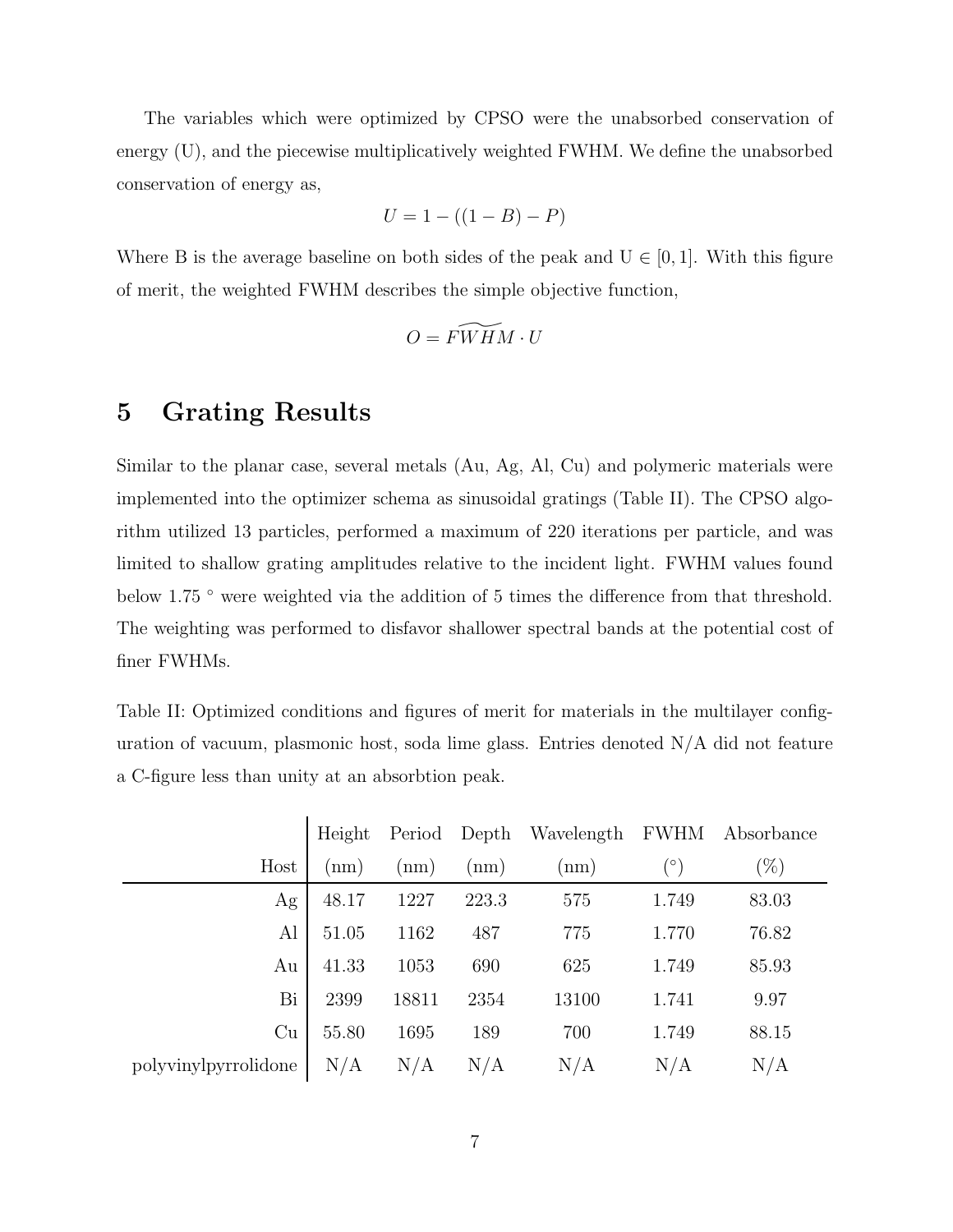The variables which were optimized by CPSO were the unabsorbed conservation of energy (U), and the piecewise multiplicatively weighted FWHM. We define the unabsorbed conservation of energy as,

$$U = 1 - ((1 - B) - P)$$

Where B is the average baseline on both sides of the peak and $U \in [0, 1]$. With this figure of merit, the weighted FWHM describes the simple objective function,

$$O = \widetilde{FWHM} \cdot U$$

## 5 Grating Results

Similar to the planar case, several metals (Au, Ag, Al, Cu) and polymeric materials were implemented into the optimizer schema as sinusoidal gratings (Table II). The CPSO algorithm utilized 13 particles, performed a maximum of 220 iterations per particle, and was limited to shallow grating amplitudes relative to the incident light. FWHM values found below 1.75 ° were weighted via the addition of 5 times the difference from that threshold. The weighting was performed to disfavor shallower spectral bands at the potential cost of finer FWHMs.

Table II: Optimized conditions and figures of merit for materials in the multilayer configuration of vacuum, plasmonic host, soda lime glass. Entries denoted N/A did not feature a C-figure less than unity at an absorbtion peak.

| Host | Height (nm) | Period (nm) | Depth (nm) | Wavelength (nm) | FWHM (°) | Absorbance (%) |
|---|---|---|---|---|---|---|
| Ag | 48.17 | 1227 | 223.3 | 575 | 1.749 | 83.03 |
| Al | 51.05 | 1162 | 487 | 775 | 1.770 | 76.82 |
| Au | 41.33 | 1053 | 690 | 625 | 1.749 | 85.93 |
| Bi | 2399 | 18811 | 2354 | 13100 | 1.741 | 9.97 |
| Cu | 55.80 | 1695 | 189 | 700 | 1.749 | 88.15 |
| polyvinylpyrrolidone | N/A | N/A | N/A | N/A | N/A | N/A |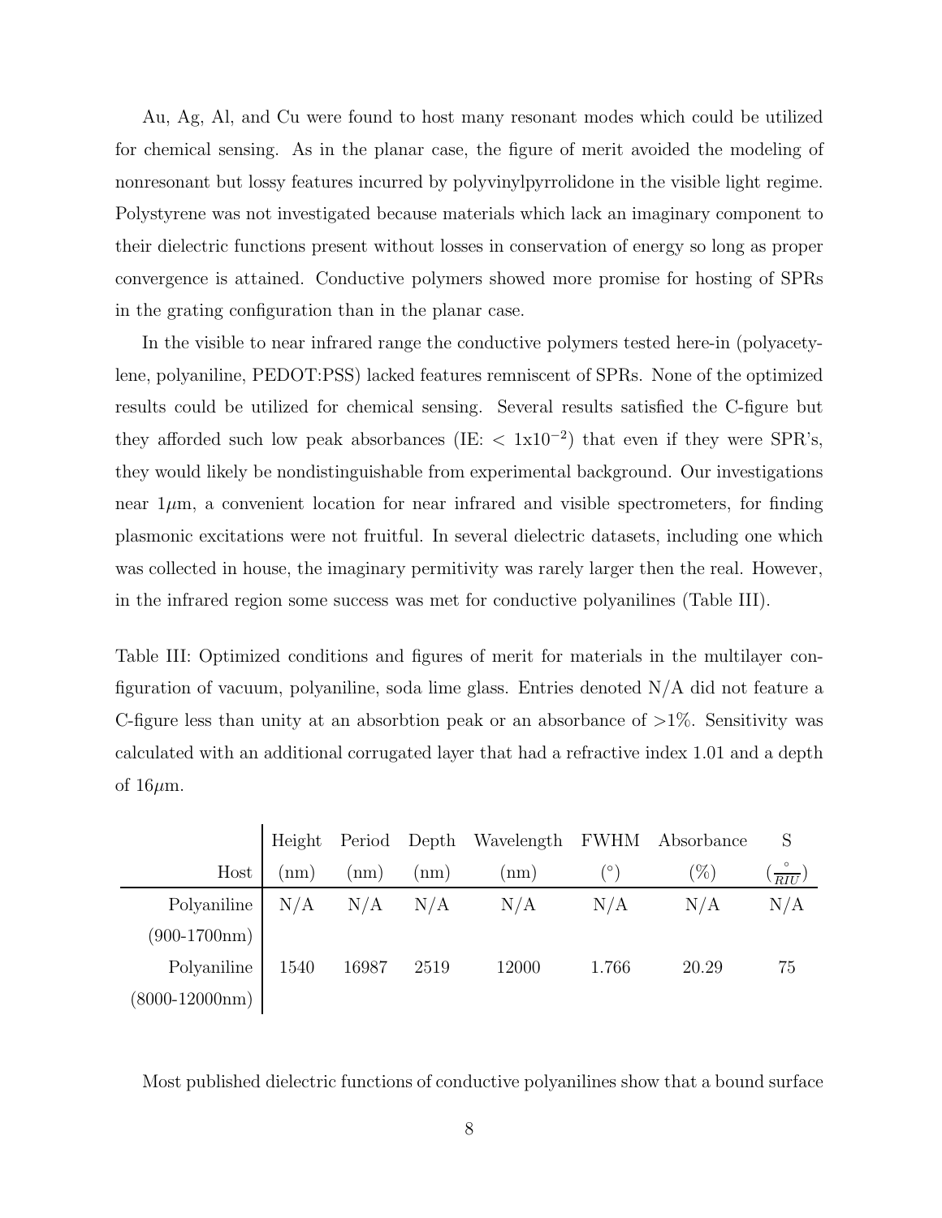Au, Ag, Al, and Cu were found to host many resonant modes which could be utilized for chemical sensing. As in the planar case, the figure of merit avoided the modeling of nonresonant but lossy features incurred by polyvinylpyrrolidone in the visible light regime. Polystyrene was not investigated because materials which lack an imaginary component to their dielectric functions present without losses in conservation of energy so long as proper convergence is attained. Conductive polymers showed more promise for hosting of SPRs in the grating configuration than in the planar case.

In the visible to near infrared range the conductive polymers tested here-in (polyacetylene, polyaniline, PEDOT:PSS) lacked features remniscent of SPRs. None of the optimized results could be utilized for chemical sensing. Several results satisfied the C-figure but they afforded such low peak absorbances (IE: $< 1\text{x}10^{-2}$) that even if they were SPR's, they would likely be nondistinguishable from experimental background. Our investigations near $1\mu$m, a convenient location for near infrared and visible spectrometers, for finding plasmonic excitations were not fruitful. In several dielectric datasets, including one which was collected in house, the imaginary permitivity was rarely larger then the real. However, in the infrared region some success was met for conductive polyanilines (Table III).

Table III: Optimized conditions and figures of merit for materials in the multilayer configuration of vacuum, polyaniline, soda lime glass. Entries denoted N/A did not feature a C-figure less than unity at an absorbtion peak or an absorbance of >1%. Sensitivity was calculated with an additional corrugated layer that had a refractive index 1.01 and a depth of $16\mu$m.

| Host | Height (nm) | Period (nm) | Depth (nm) | Wavelength (nm) | FWHM (°) | Absorbance (%) | S ($\frac{\circ}{RIU}$) |
|---|---|---|---|---|---|---|---|
| Polyaniline (900-1700nm) | N/A | N/A | N/A | N/A | N/A | N/A | N/A |
| Polyaniline (8000-12000nm) | 1540 | 16987 | 2519 | 12000 | 1.766 | 20.29 | 75 |

Most published dielectric functions of conductive polyanilines show that a bound surface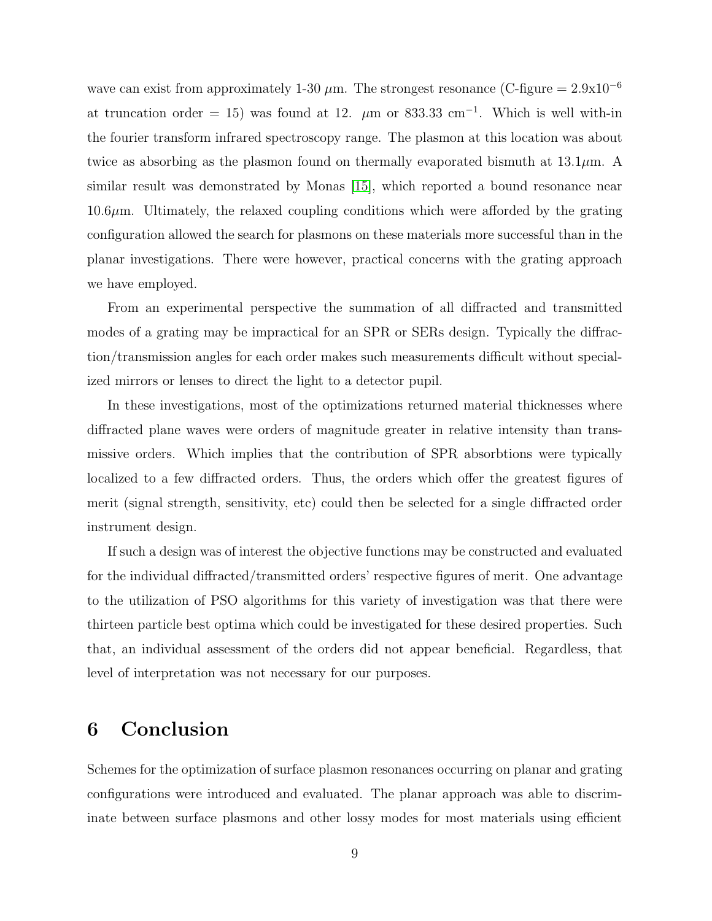wave can exist from approximately 1-30 $\mu$m. The strongest resonance (C-figure = 2.9x$10^{-6}$ at truncation order = 15) was found at 12. $\mu$m or 833.33 cm$^{-1}$. Which is well with-in the fourier transform infrared spectroscopy range. The plasmon at this location was about twice as absorbing as the plasmon found on thermally evaporated bismuth at 13.1$\mu$m. A similar result was demonstrated by Monas [15], which reported a bound resonance near 10.6$\mu$m. Ultimately, the relaxed coupling conditions which were afforded by the grating configuration allowed the search for plasmons on these materials more successful than in the planar investigations. There were however, practical concerns with the grating approach we have employed.

From an experimental perspective the summation of all diffracted and transmitted modes of a grating may be impractical for an SPR or SERs design. Typically the diffraction/transmission angles for each order makes such measurements difficult without specialized mirrors or lenses to direct the light to a detector pupil.

In these investigations, most of the optimizations returned material thicknesses where diffracted plane waves were orders of magnitude greater in relative intensity than transmissive orders. Which implies that the contribution of SPR absorbtions were typically localized to a few diffracted orders. Thus, the orders which offer the greatest figures of merit (signal strength, sensitivity, etc) could then be selected for a single diffracted order instrument design.

If such a design was of interest the objective functions may be constructed and evaluated for the individual diffracted/transmitted orders' respective figures of merit. One advantage to the utilization of PSO algorithms for this variety of investigation was that there were thirteen particle best optima which could be investigated for these desired properties. Such that, an individual assessment of the orders did not appear beneficial. Regardless, that level of interpretation was not necessary for our purposes.

# 6 Conclusion

Schemes for the optimization of surface plasmon resonances occurring on planar and grating configurations were introduced and evaluated. The planar approach was able to discriminate between surface plasmons and other lossy modes for most materials using efficient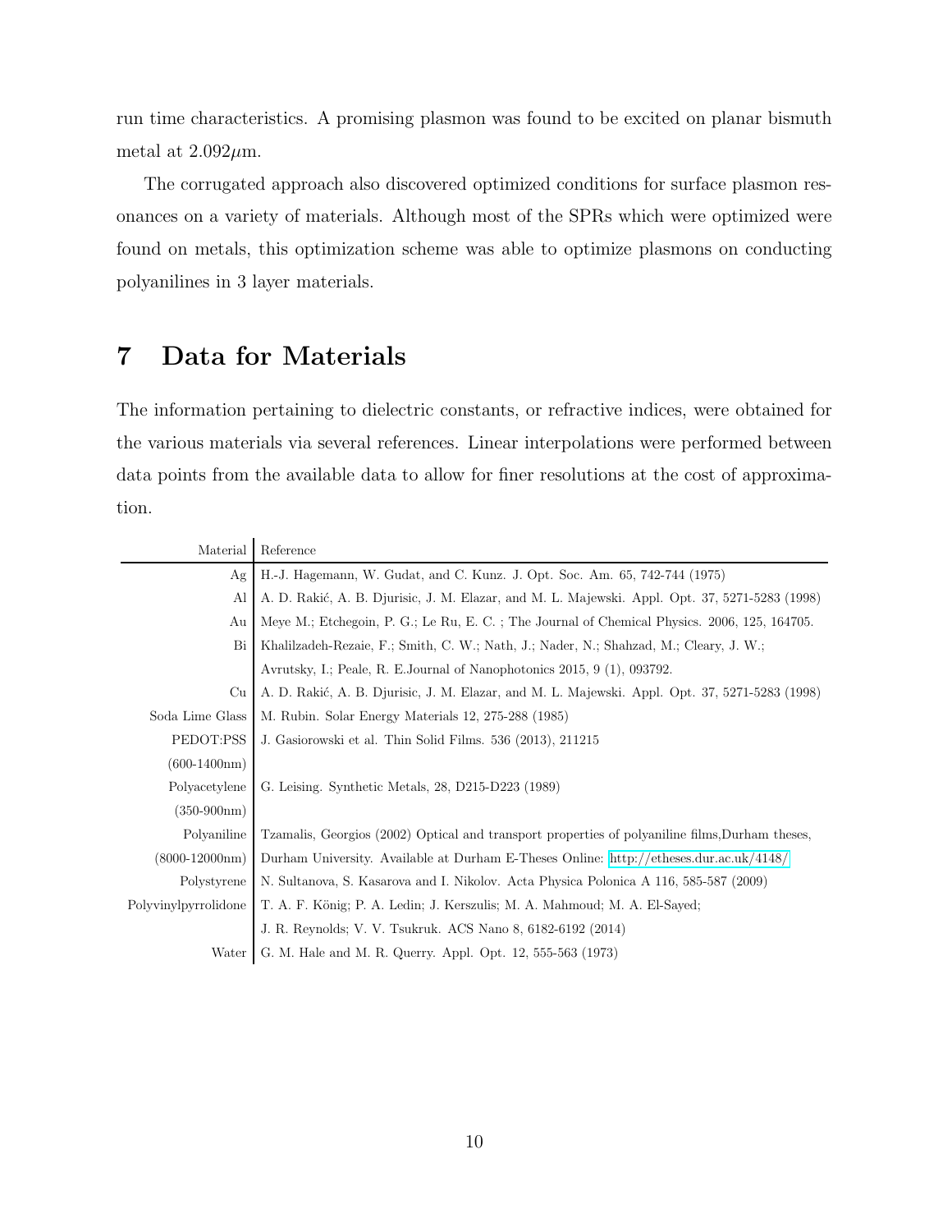run time characteristics. A promising plasmon was found to be excited on planar bismuth metal at 2.092$\mu$m.

The corrugated approach also discovered optimized conditions for surface plasmon resonances on a variety of materials. Although most of the SPRs which were optimized were found on metals, this optimization scheme was able to optimize plasmons on conducting polyanilines in 3 layer materials.

# 7 Data for Materials

The information pertaining to dielectric constants, or refractive indices, were obtained for the various materials via several references. Linear interpolations were performed between data points from the available data to allow for finer resolutions at the cost of approximation.

| Material | Reference |
|---|---|
| Ag | H.-J. Hagemann, W. Gudat, and C. Kunz. J. Opt. Soc. Am. 65, 742-744 (1975) |
| Al | A. D. Rakić, A. B. Djurisic, J. M. Elazar, and M. L. Majewski. Appl. Opt. 37, 5271-5283 (1998) |
| Au | Meye M.; Etchegoin, P. G.; Le Ru, E. C. ; The Journal of Chemical Physics. 2006, 125, 164705. |
| Bi | Khalilzadeh-Rezaie, F.; Smith, C. W.; Nath, J.; Nader, N.; Shahzad, M.; Cleary, J. W.; Avrutsky, I.; Peale, R. E.Journal of Nanophotonics 2015, 9 (1), 093792. |
| Cu | A. D. Rakić, A. B. Djurisic, J. M. Elazar, and M. L. Majewski. Appl. Opt. 37, 5271-5283 (1998) |
| Soda Lime Glass | M. Rubin. Solar Energy Materials 12, 275-288 (1985) |
| PEDOT:PSS (600-1400nm) | J. Gasiorowski et al. Thin Solid Films. 536 (2013), 211215 |
| Polyacetylene (350-900nm) | G. Leising. Synthetic Metals, 28, D215-D223 (1989) |
| Polyaniline (8000-12000nm) | Tzamalis, Georgios (2002) Optical and transport properties of polyaniline films,Durham theses, Durham University. Available at Durham E-Theses Online: http://etheses.dur.ac.uk/4148/ |
| Polystyrene | N. Sultanova, S. Kasarova and I. Nikolov. Acta Physica Polonica A 116, 585-587 (2009) |
| Polyvinylpyrrolidone | T. A. F. König; P. A. Ledin; J. Kerszulis; M. A. Mahmoud; M. A. El-Sayed; J. R. Reynolds; V. V. Tsukruk. ACS Nano 8, 6182-6192 (2014) |
| Water | G. M. Hale and M. R. Querry. Appl. Opt. 12, 555-563 (1973) |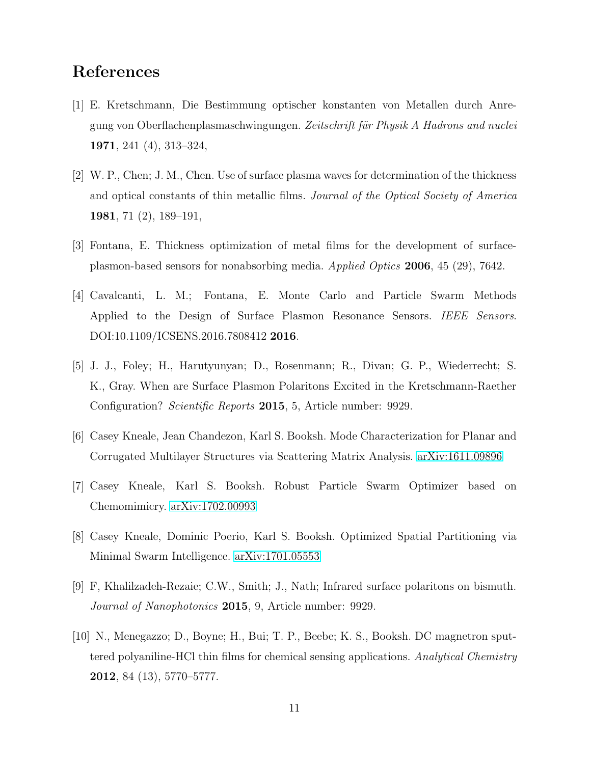# References

[1] E. Kretschmann, Die Bestimmung optischer konstanten von Metallen durch Anregung von Oberflachenplasmaschwingungen. *Zeitschrift für Physik A Hadrons and nuclei* **1971**, 241 (4), 313–324,

[2] W. P., Chen; J. M., Chen. Use of surface plasma waves for determination of the thickness and optical constants of thin metallic films. *Journal of the Optical Society of America* **1981**, 71 (2), 189–191,

[3] Fontana, E. Thickness optimization of metal films for the development of surface-plasmon-based sensors for nonabsorbing media. *Applied Optics* **2006**, 45 (29), 7642.

[4] Cavalcanti, L. M.; Fontana, E. Monte Carlo and Particle Swarm Methods Applied to the Design of Surface Plasmon Resonance Sensors. *IEEE Sensors*. DOI:10.1109/ICSENS.2016.7808412 **2016**.

[5] J. J., Foley; H., Harutyunyan; D., Rosenmann; R., Divan; G. P., Wiederrecht; S. K., Gray. When are Surface Plasmon Polaritons Excited in the Kretschmann-Raether Configuration? *Scientific Reports* **2015**, 5, Article number: 9929.

[6] Casey Kneale, Jean Chandezon, Karl S. Booksh. Mode Characterization for Planar and Corrugated Multilayer Structures via Scattering Matrix Analysis. arXiv:1611.09896

[7] Casey Kneale, Karl S. Booksh. Robust Particle Swarm Optimizer based on Chemomimicry. arXiv:1702.00993

[8] Casey Kneale, Dominic Poerio, Karl S. Booksh. Optimized Spatial Partitioning via Minimal Swarm Intelligence. arXiv:1701.05553

[9] F, Khalilzadeh-Rezaie; C.W., Smith; J., Nath; Infrared surface polaritons on bismuth. *Journal of Nanophotonics* **2015**, 9, Article number: 9929.

[10] N., Menegazzo; D., Boyne; H., Bui; T. P., Beebe; K. S., Booksh. DC magnetron sputtered polyaniline-HCl thin films for chemical sensing applications. *Analytical Chemistry* **2012**, 84 (13), 5770–5777.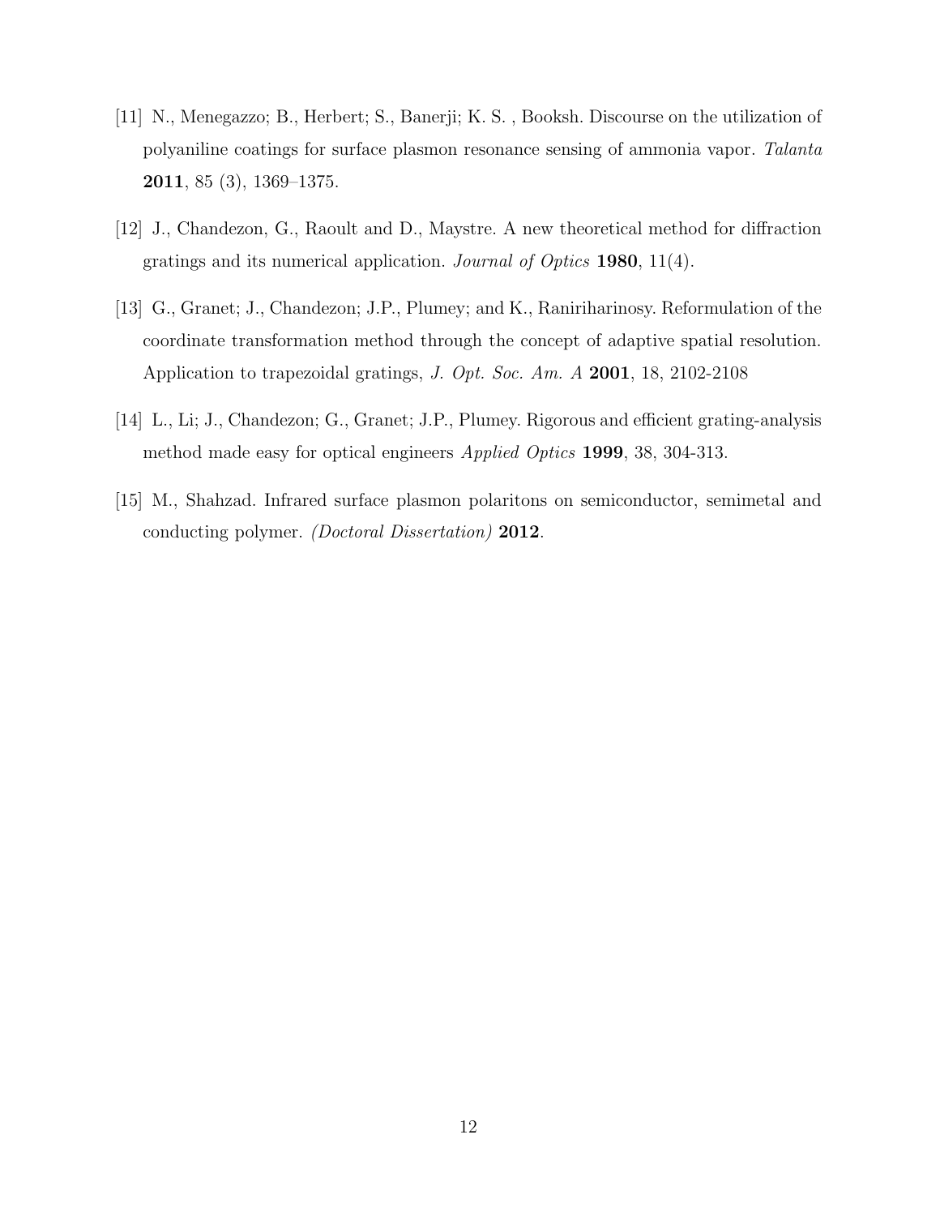[11] N., Menegazzo; B., Herbert; S., Banerji; K. S. , Booksh. Discourse on the utilization of polyaniline coatings for surface plasmon resonance sensing of ammonia vapor. *Talanta* **2011**, 85 (3), 1369–1375.

[12] J., Chandezon, G., Raoult and D., Maystre. A new theoretical method for diffraction gratings and its numerical application. *Journal of Optics* **1980**, 11(4).

[13] G., Granet; J., Chandezon; J.P., Plumey; and K., Raniriharinosy. Reformulation of the coordinate transformation method through the concept of adaptive spatial resolution. Application to trapezoidal gratings, *J. Opt. Soc. Am. A* **2001**, 18, 2102-2108

[14] L., Li; J., Chandezon; G., Granet; J.P., Plumey. Rigorous and efficient grating-analysis method made easy for optical engineers *Applied Optics* **1999**, 38, 304-313.

[15] M., Shahzad. Infrared surface plasmon polaritons on semiconductor, semimetal and conducting polymer. *(Doctoral Dissertation)* **2012**.